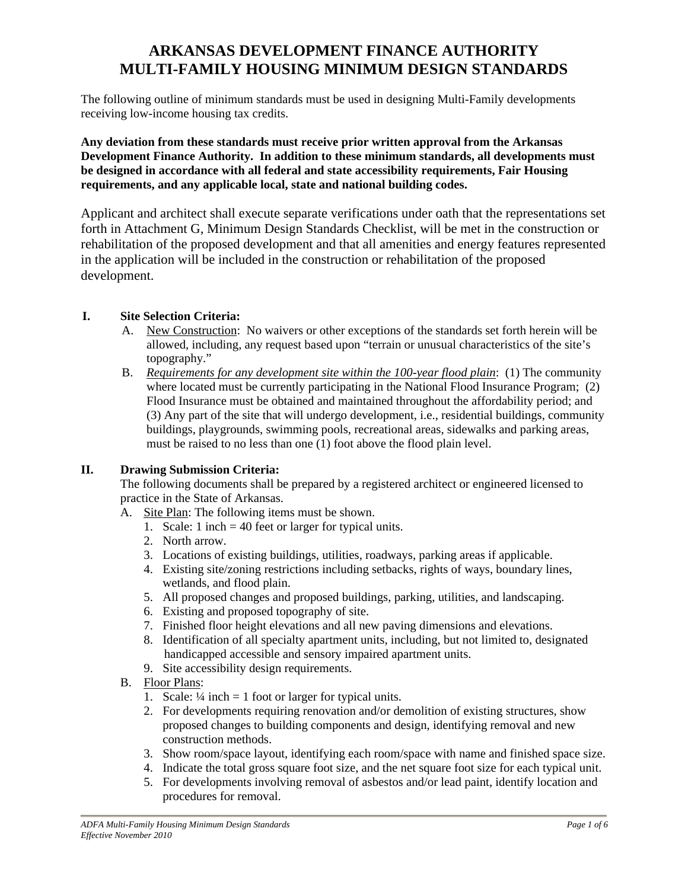# ARKANSAS DEVELOPMENT FINANCE AUTHORITY
# MULTI-FAMILY HOUSING MINIMUM DESIGN STANDARDS

The following outline of minimum standards must be used in designing Multi-Family developments receiving low-income housing tax credits.

**Any deviation from these standards must receive prior written approval from the Arkansas Development Finance Authority. In addition to these minimum standards, all developments must be designed in accordance with all federal and state accessibility requirements, Fair Housing requirements, and any applicable local, state and national building codes.**

Applicant and architect shall execute separate verifications under oath that the representations set forth in Attachment G, Minimum Design Standards Checklist, will be met in the construction or rehabilitation of the proposed development and that all amenities and energy features represented in the application will be included in the construction or rehabilitation of the proposed development.

## I. Site Selection Criteria:

A. New Construction: No waivers or other exceptions of the standards set forth herein will be allowed, including, any request based upon "terrain or unusual characteristics of the site's topography."

B. *Requirements for any development site within the 100-year flood plain*: (1) The community where located must be currently participating in the National Flood Insurance Program; (2) Flood Insurance must be obtained and maintained throughout the affordability period; and (3) Any part of the site that will undergo development, i.e., residential buildings, community buildings, playgrounds, swimming pools, recreational areas, sidewalks and parking areas, must be raised to no less than one (1) foot above the flood plain level.

## II. Drawing Submission Criteria:

The following documents shall be prepared by a registered architect or engineered licensed to practice in the State of Arkansas.

A. Site Plan: The following items must be shown.
   1. Scale: 1 inch = 40 feet or larger for typical units.
   2. North arrow.
   3. Locations of existing buildings, utilities, roadways, parking areas if applicable.
   4. Existing site/zoning restrictions including setbacks, rights of ways, boundary lines, wetlands, and flood plain.
   5. All proposed changes and proposed buildings, parking, utilities, and landscaping.
   6. Existing and proposed topography of site.
   7. Finished floor height elevations and all new paving dimensions and elevations.
   8. Identification of all specialty apartment units, including, but not limited to, designated handicapped accessible and sensory impaired apartment units.
   9. Site accessibility design requirements.

B. Floor Plans:
   1. Scale: ¼ inch = 1 foot or larger for typical units.
   2. For developments requiring renovation and/or demolition of existing structures, show proposed changes to building components and design, identifying removal and new construction methods.
   3. Show room/space layout, identifying each room/space with name and finished space size.
   4. Indicate the total gross square foot size, and the net square foot size for each typical unit.
   5. For developments involving removal of asbestos and/or lead paint, identify location and procedures for removal.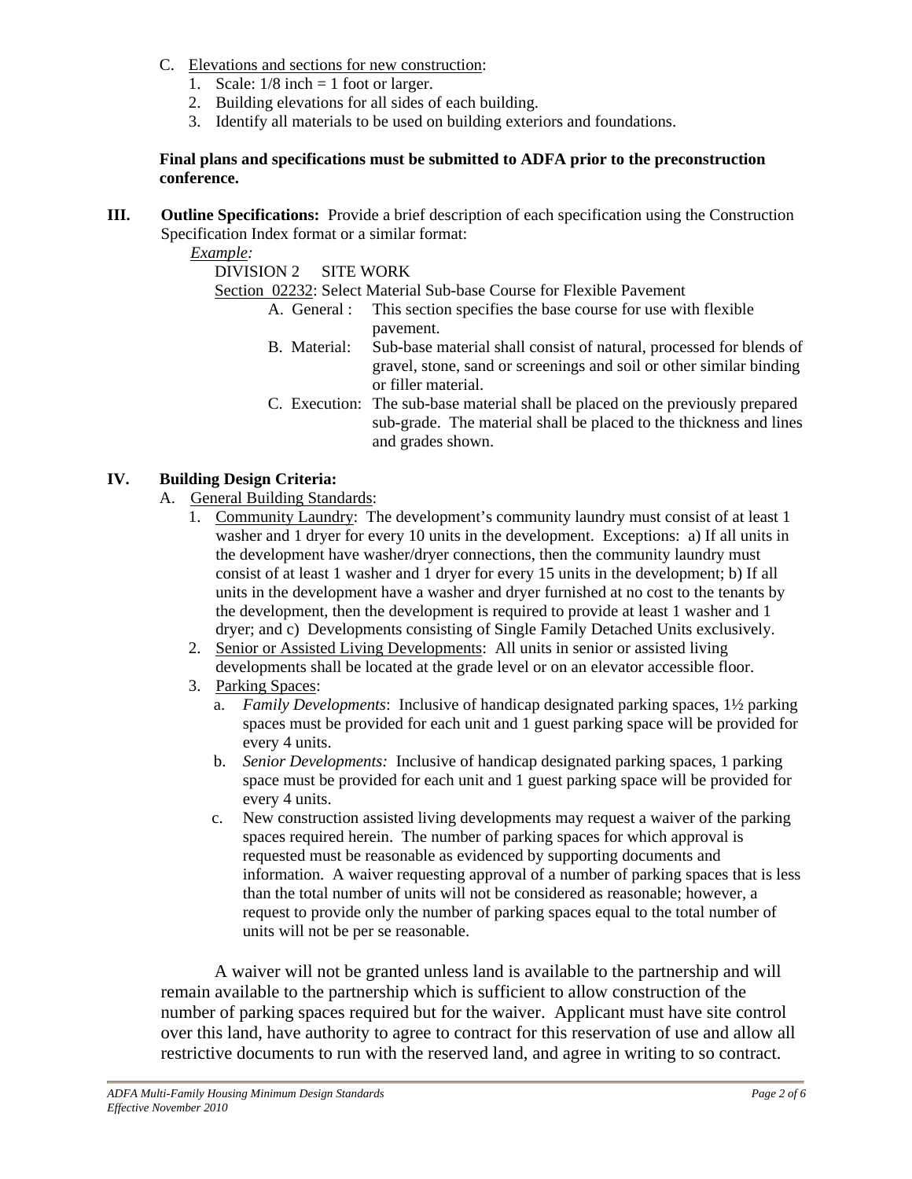C. Elevations and sections for new construction:
   1. Scale: 1/8 inch = 1 foot or larger.
   2. Building elevations for all sides of each building.
   3. Identify all materials to be used on building exteriors and foundations.

**Final plans and specifications must be submitted to ADFA prior to the preconstruction conference.**

**III. Outline Specifications:** Provide a brief description of each specification using the Construction Specification Index format or a similar format:

*Example:*

DIVISION 2 SITE WORK

Section 02232: Select Material Sub-base Course for Flexible Pavement

- A. General : This section specifies the base course for use with flexible pavement.
- B. Material: Sub-base material shall consist of natural, processed for blends of gravel, stone, sand or screenings and soil or other similar binding or filler material.
- C. Execution: The sub-base material shall be placed on the previously prepared sub-grade. The material shall be placed to the thickness and lines and grades shown.

**IV. Building Design Criteria:**

A. General Building Standards:

1. Community Laundry: The development's community laundry must consist of at least 1 washer and 1 dryer for every 10 units in the development. Exceptions: a) If all units in the development have washer/dryer connections, then the community laundry must consist of at least 1 washer and 1 dryer for every 15 units in the development; b) If all units in the development have a washer and dryer furnished at no cost to the tenants by the development, then the development is required to provide at least 1 washer and 1 dryer; and c) Developments consisting of Single Family Detached Units exclusively.
2. Senior or Assisted Living Developments: All units in senior or assisted living developments shall be located at the grade level or on an elevator accessible floor.
3. Parking Spaces:
   a. *Family Developments*: Inclusive of handicap designated parking spaces, 1½ parking spaces must be provided for each unit and 1 guest parking space will be provided for every 4 units.
   b. *Senior Developments:* Inclusive of handicap designated parking spaces, 1 parking space must be provided for each unit and 1 guest parking space will be provided for every 4 units.
   c. New construction assisted living developments may request a waiver of the parking spaces required herein. The number of parking spaces for which approval is requested must be reasonable as evidenced by supporting documents and information. A waiver requesting approval of a number of parking spaces that is less than the total number of units will not be considered as reasonable; however, a request to provide only the number of parking spaces equal to the total number of units will not be per se reasonable.

A waiver will not be granted unless land is available to the partnership and will remain available to the partnership which is sufficient to allow construction of the number of parking spaces required but for the waiver. Applicant must have site control over this land, have authority to agree to contract for this reservation of use and allow all restrictive documents to run with the reserved land, and agree in writing to so contract.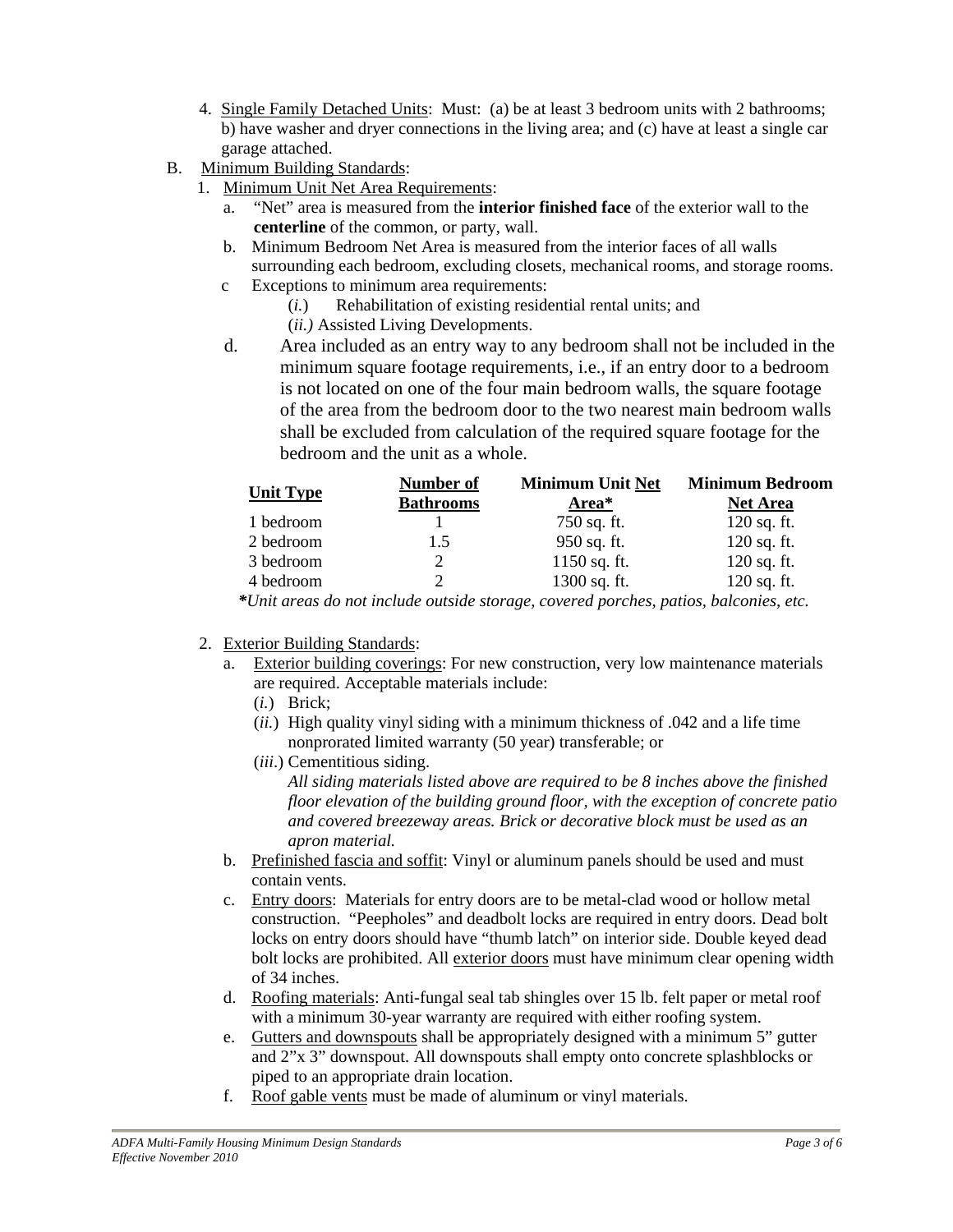4. Single Family Detached Units: Must: (a) be at least 3 bedroom units with 2 bathrooms; b) have washer and dryer connections in the living area; and (c) have at least a single car garage attached.

B. Minimum Building Standards:

1. Minimum Unit Net Area Requirements:
   a. "Net" area is measured from the **interior finished face** of the exterior wall to the **centerline** of the common, or party, wall.
   b. Minimum Bedroom Net Area is measured from the interior faces of all walls surrounding each bedroom, excluding closets, mechanical rooms, and storage rooms.
   c Exceptions to minimum area requirements:
      (*i.*) Rehabilitation of existing residential rental units; and
      (*ii.)* Assisted Living Developments.
   d. Area included as an entry way to any bedroom shall not be included in the minimum square footage requirements, i.e., if an entry door to a bedroom is not located on one of the four main bedroom walls, the square footage of the area from the bedroom door to the two nearest main bedroom walls shall be excluded from calculation of the required square footage for the bedroom and the unit as a whole.

| **Unit Type** | **Number of Bathrooms** | **Minimum Unit Net Area*** | **Minimum Bedroom Net Area** |
|---|---|---|---|
| 1 bedroom | 1 | 750 sq. ft. | 120 sq. ft. |
| 2 bedroom | 1.5 | 950 sq. ft. | 120 sq. ft. |
| 3 bedroom | 2 | 1150 sq. ft. | 120 sq. ft. |
| 4 bedroom | 2 | 1300 sq. ft. | 120 sq. ft. |

***Unit areas do not include outside storage, covered porches, patios, balconies, etc.***

2. Exterior Building Standards:
   a. Exterior building coverings: For new construction, very low maintenance materials are required. Acceptable materials include:
      (*i.*) Brick;
      (*ii.*) High quality vinyl siding with a minimum thickness of .042 and a life time nonprorated limited warranty (50 year) transferable; or
      (*iii.*) Cementitious siding.
      *All siding materials listed above are required to be 8 inches above the finished floor elevation of the building ground floor, with the exception of concrete patio and covered breezeway areas. Brick or decorative block must be used as an apron material.*
   b. Prefinished fascia and soffit: Vinyl or aluminum panels should be used and must contain vents.
   c. Entry doors: Materials for entry doors are to be metal-clad wood or hollow metal construction. "Peepholes" and deadbolt locks are required in entry doors. Dead bolt locks on entry doors should have "thumb latch" on interior side. Double keyed dead bolt locks are prohibited. All exterior doors must have minimum clear opening width of 34 inches.
   d. Roofing materials: Anti-fungal seal tab shingles over 15 lb. felt paper or metal roof with a minimum 30-year warranty are required with either roofing system.
   e. Gutters and downspouts shall be appropriately designed with a minimum 5" gutter and 2"x 3" downspout. All downspouts shall empty onto concrete splashblocks or piped to an appropriate drain location.
   f. Roof gable vents must be made of aluminum or vinyl materials.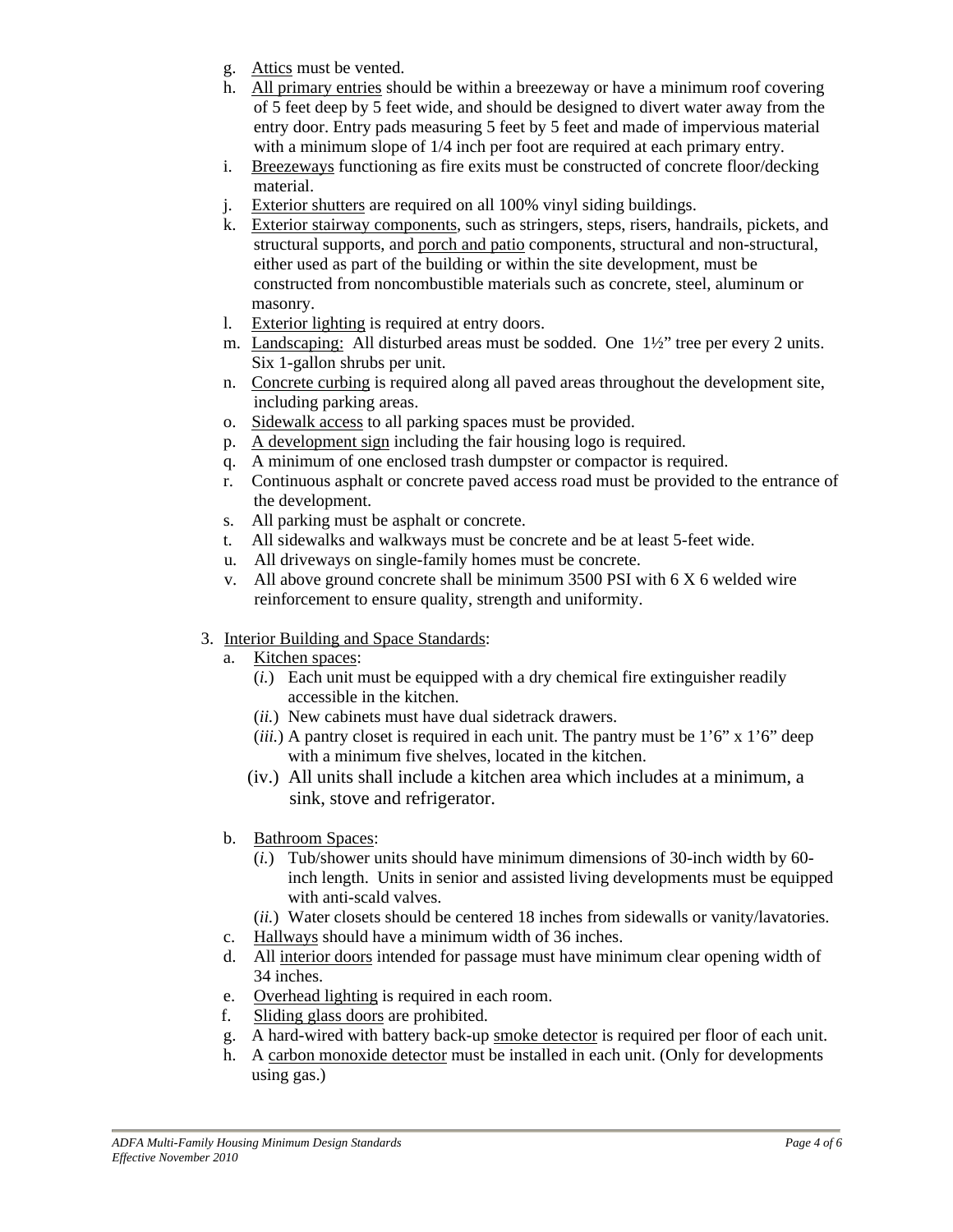g. Attics must be vented.

h. All primary entries should be within a breezeway or have a minimum roof covering of 5 feet deep by 5 feet wide, and should be designed to divert water away from the entry door. Entry pads measuring 5 feet by 5 feet and made of impervious material with a minimum slope of 1/4 inch per foot are required at each primary entry.

i. Breezeways functioning as fire exits must be constructed of concrete floor/decking material.

j. Exterior shutters are required on all 100% vinyl siding buildings.

k. Exterior stairway components, such as stringers, steps, risers, handrails, pickets, and structural supports, and porch and patio components, structural and non-structural, either used as part of the building or within the site development, must be constructed from noncombustible materials such as concrete, steel, aluminum or masonry.

l. Exterior lighting is required at entry doors.

m. Landscaping: All disturbed areas must be sodded. One 1½" tree per every 2 units. Six 1-gallon shrubs per unit.

n. Concrete curbing is required along all paved areas throughout the development site, including parking areas.

o. Sidewalk access to all parking spaces must be provided.

p. A development sign including the fair housing logo is required.

q. A minimum of one enclosed trash dumpster or compactor is required.

r. Continuous asphalt or concrete paved access road must be provided to the entrance of the development.

s. All parking must be asphalt or concrete.

t. All sidewalks and walkways must be concrete and be at least 5-feet wide.

u. All driveways on single-family homes must be concrete.

v. All above ground concrete shall be minimum 3500 PSI with 6 X 6 welded wire reinforcement to ensure quality, strength and uniformity.

3. Interior Building and Space Standards:

a. Kitchen spaces:

(*i.*) Each unit must be equipped with a dry chemical fire extinguisher readily accessible in the kitchen.

(*ii.*) New cabinets must have dual sidetrack drawers.

(*iii.*) A pantry closet is required in each unit. The pantry must be 1'6" x 1'6" deep with a minimum five shelves, located in the kitchen.

(iv.) All units shall include a kitchen area which includes at a minimum, a sink, stove and refrigerator.

b. Bathroom Spaces:

(*i.*) Tub/shower units should have minimum dimensions of 30-inch width by 60-inch length. Units in senior and assisted living developments must be equipped with anti-scald valves.

(*ii.*) Water closets should be centered 18 inches from sidewalls or vanity/lavatories.

c. Hallways should have a minimum width of 36 inches.

d. All interior doors intended for passage must have minimum clear opening width of 34 inches.

e. Overhead lighting is required in each room.

f. Sliding glass doors are prohibited.

g. A hard-wired with battery back-up smoke detector is required per floor of each unit.

h. A carbon monoxide detector must be installed in each unit. (Only for developments using gas.)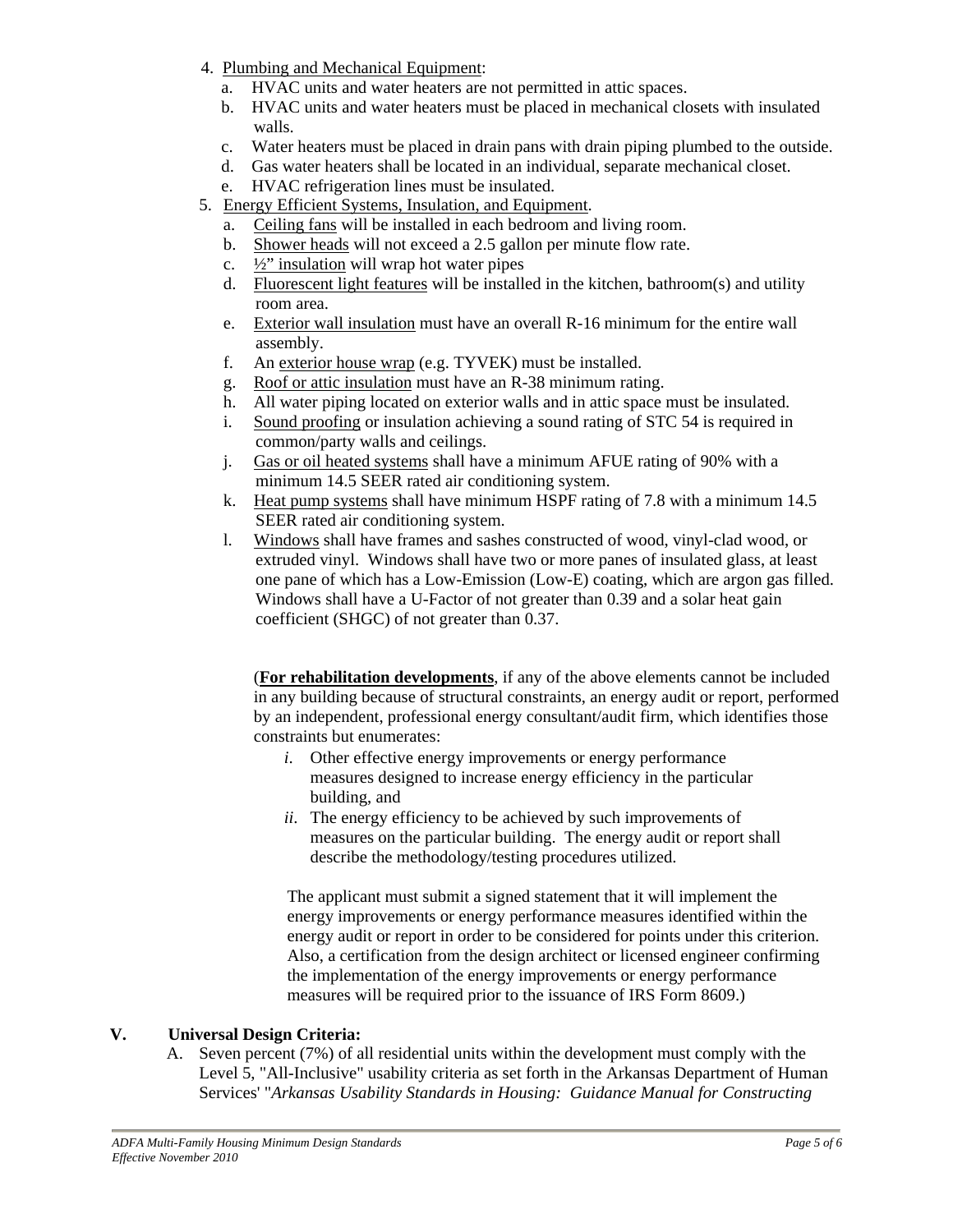4. Plumbing and Mechanical Equipment:
   a. HVAC units and water heaters are not permitted in attic spaces.
   b. HVAC units and water heaters must be placed in mechanical closets with insulated walls.
   c. Water heaters must be placed in drain pans with drain piping plumbed to the outside.
   d. Gas water heaters shall be located in an individual, separate mechanical closet.
   e. HVAC refrigeration lines must be insulated.
5. Energy Efficient Systems, Insulation, and Equipment.
   a. Ceiling fans will be installed in each bedroom and living room.
   b. Shower heads will not exceed a 2.5 gallon per minute flow rate.
   c. ½" insulation will wrap hot water pipes
   d. Fluorescent light features will be installed in the kitchen, bathroom(s) and utility room area.
   e. Exterior wall insulation must have an overall R-16 minimum for the entire wall assembly.
   f. An exterior house wrap (e.g. TYVEK) must be installed.
   g. Roof or attic insulation must have an R-38 minimum rating.
   h. All water piping located on exterior walls and in attic space must be insulated.
   i. Sound proofing or insulation achieving a sound rating of STC 54 is required in common/party walls and ceilings.
   j. Gas or oil heated systems shall have a minimum AFUE rating of 90% with a minimum 14.5 SEER rated air conditioning system.
   k. Heat pump systems shall have minimum HSPF rating of 7.8 with a minimum 14.5 SEER rated air conditioning system.
   l. Windows shall have frames and sashes constructed of wood, vinyl-clad wood, or extruded vinyl. Windows shall have two or more panes of insulated glass, at least one pane of which has a Low-Emission (Low-E) coating, which are argon gas filled. Windows shall have a U-Factor of not greater than 0.39 and a solar heat gain coefficient (SHGC) of not greater than 0.37.

   (**For rehabilitation developments**, if any of the above elements cannot be included in any building because of structural constraints, an energy audit or report, performed by an independent, professional energy consultant/audit firm, which identifies those constraints but enumerates:

   *i.* Other effective energy improvements or energy performance measures designed to increase energy efficiency in the particular building, and

   *ii.* The energy efficiency to be achieved by such improvements of measures on the particular building. The energy audit or report shall describe the methodology/testing procedures utilized.

   The applicant must submit a signed statement that it will implement the energy improvements or energy performance measures identified within the energy audit or report in order to be considered for points under this criterion. Also, a certification from the design architect or licensed engineer confirming the implementation of the energy improvements or energy performance measures will be required prior to the issuance of IRS Form 8609.)

## V. Universal Design Criteria:

A. Seven percent (7%) of all residential units within the development must comply with the Level 5, "All-Inclusive" usability criteria as set forth in the Arkansas Department of Human Services' "*Arkansas Usability Standards in Housing: Guidance Manual for Constructing*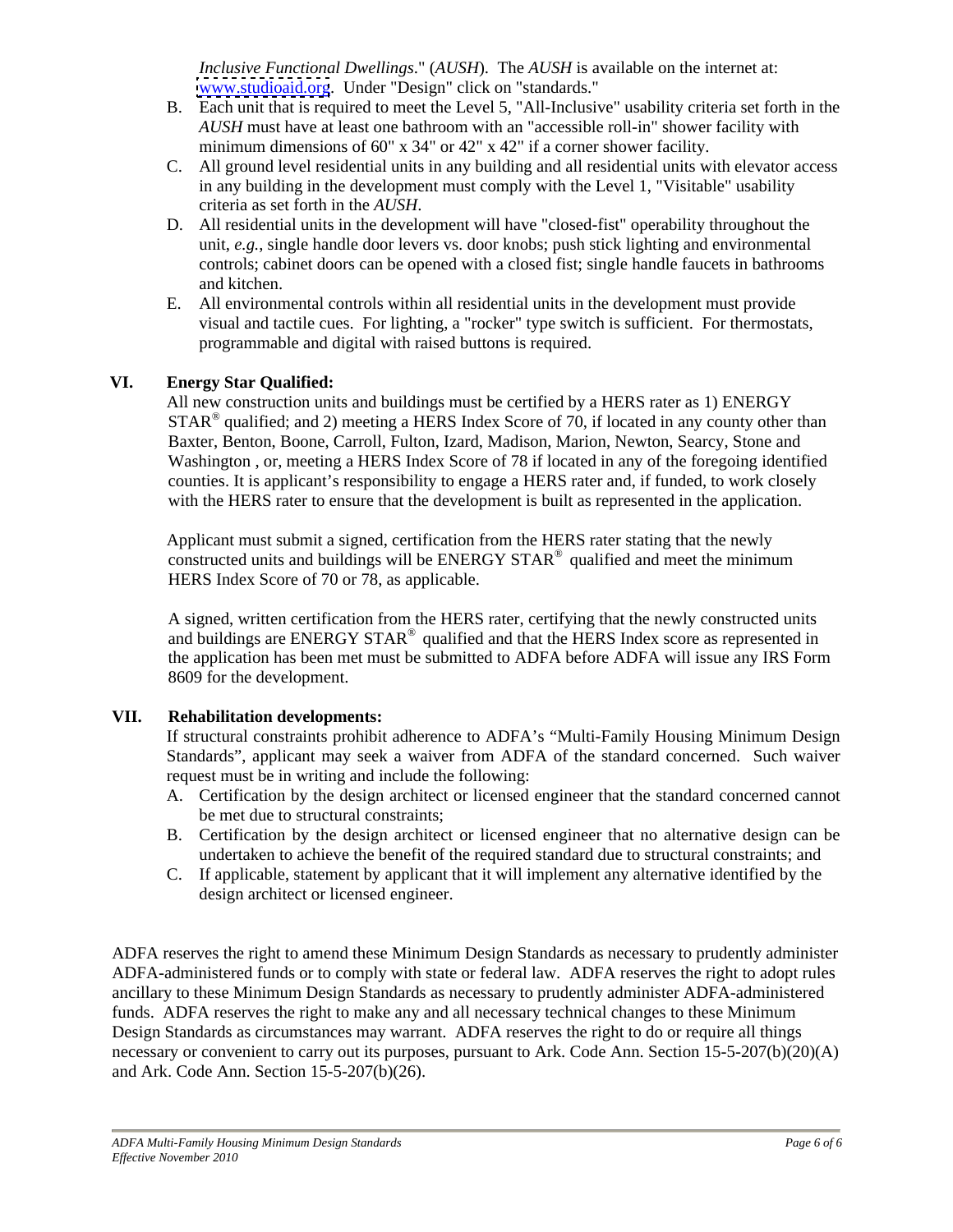*Inclusive Functional Dwellings*." (*AUSH*). The *AUSH* is available on the internet at: [www.studioaid.org](http://www.studioaid.org). Under "Design" click on "standards."

B. Each unit that is required to meet the Level 5, "All-Inclusive" usability criteria set forth in the *AUSH* must have at least one bathroom with an "accessible roll-in" shower facility with minimum dimensions of 60" x 34" or 42" x 42" if a corner shower facility.

C. All ground level residential units in any building and all residential units with elevator access in any building in the development must comply with the Level 1, "Visitable" usability criteria as set forth in the *AUSH*.

D. All residential units in the development will have "closed-fist" operability throughout the unit, *e.g.*, single handle door levers vs. door knobs; push stick lighting and environmental controls; cabinet doors can be opened with a closed fist; single handle faucets in bathrooms and kitchen.

E. All environmental controls within all residential units in the development must provide visual and tactile cues. For lighting, a "rocker" type switch is sufficient. For thermostats, programmable and digital with raised buttons is required.

## VI. Energy Star Qualified:

All new construction units and buildings must be certified by a HERS rater as 1) ENERGY STAR® qualified; and 2) meeting a HERS Index Score of 70, if located in any county other than Baxter, Benton, Boone, Carroll, Fulton, Izard, Madison, Marion, Newton, Searcy, Stone and Washington , or, meeting a HERS Index Score of 78 if located in any of the foregoing identified counties. It is applicant's responsibility to engage a HERS rater and, if funded, to work closely with the HERS rater to ensure that the development is built as represented in the application.

Applicant must submit a signed, certification from the HERS rater stating that the newly constructed units and buildings will be ENERGY STAR® qualified and meet the minimum HERS Index Score of 70 or 78, as applicable.

A signed, written certification from the HERS rater, certifying that the newly constructed units and buildings are ENERGY STAR® qualified and that the HERS Index score as represented in the application has been met must be submitted to ADFA before ADFA will issue any IRS Form 8609 for the development.

## VII. Rehabilitation developments:

If structural constraints prohibit adherence to ADFA's "Multi-Family Housing Minimum Design Standards", applicant may seek a waiver from ADFA of the standard concerned. Such waiver request must be in writing and include the following:

A. Certification by the design architect or licensed engineer that the standard concerned cannot be met due to structural constraints;

B. Certification by the design architect or licensed engineer that no alternative design can be undertaken to achieve the benefit of the required standard due to structural constraints; and

C. If applicable, statement by applicant that it will implement any alternative identified by the design architect or licensed engineer.

ADFA reserves the right to amend these Minimum Design Standards as necessary to prudently administer ADFA-administered funds or to comply with state or federal law. ADFA reserves the right to adopt rules ancillary to these Minimum Design Standards as necessary to prudently administer ADFA-administered funds. ADFA reserves the right to make any and all necessary technical changes to these Minimum Design Standards as circumstances may warrant. ADFA reserves the right to do or require all things necessary or convenient to carry out its purposes, pursuant to Ark. Code Ann. Section 15-5-207(b)(20)(A) and Ark. Code Ann. Section 15-5-207(b)(26).